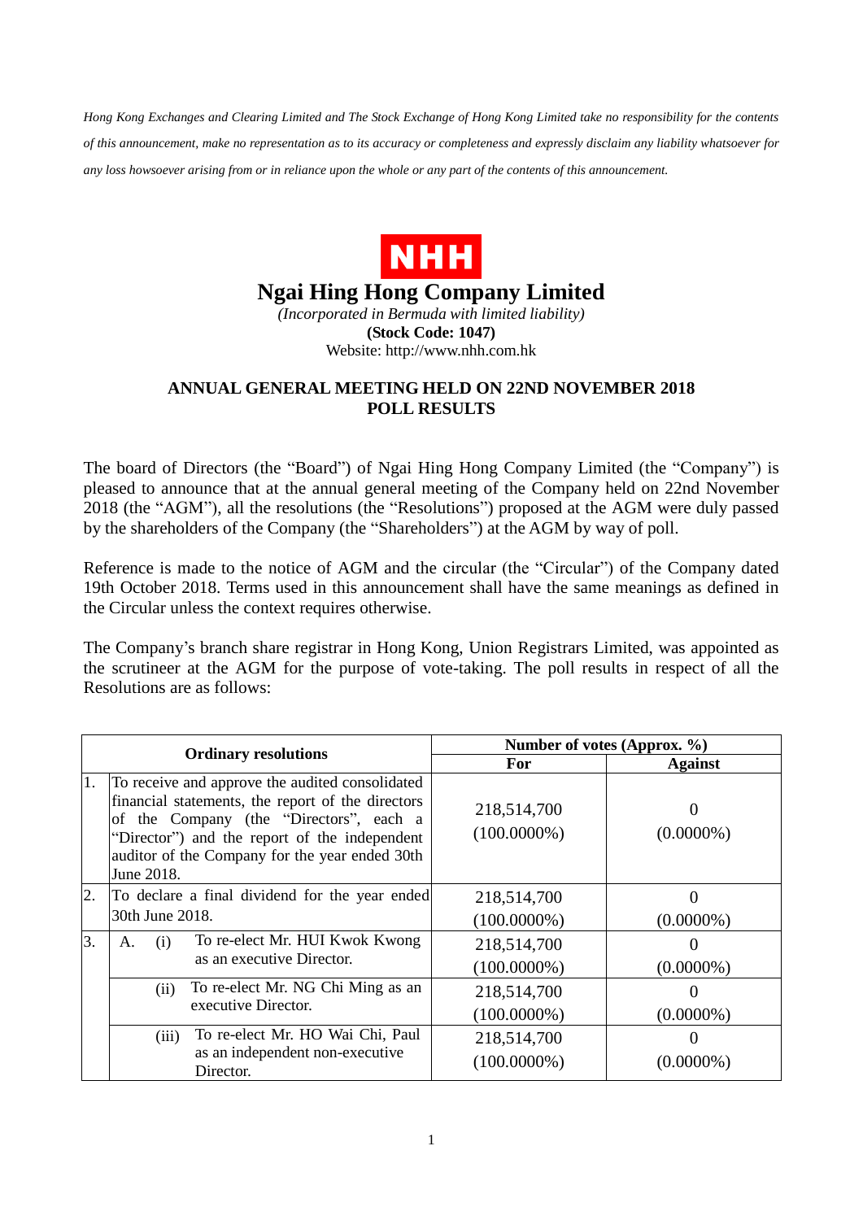*Hong Kong Exchanges and Clearing Limited and The Stock Exchange of Hong Kong Limited take no responsibility for the contents of this announcement, make no representation as to its accuracy or completeness and expressly disclaim any liability whatsoever for any loss howsoever arising from or in reliance upon the whole or any part of the contents of this announcement.*

NHH

# Ngai Hing Hong Company Limited

*(Incorporated in Bermuda with limited liability)*

**(Stock Code: 1047)**

Website: http://www.nhh.com.hk

## ANNUAL GENERAL MEETING HELD ON 22ND NOVEMBER 2018 POLL RESULTS

The board of Directors (the "Board") of Ngai Hing Hong Company Limited (the "Company") is pleased to announce that at the annual general meeting of the Company held on 22nd November 2018 (the "AGM"), all the resolutions (the "Resolutions") proposed at the AGM were duly passed by the shareholders of the Company (the "Shareholders") at the AGM by way of poll.

Reference is made to the notice of AGM and the circular (the "Circular") of the Company dated 19th October 2018. Terms used in this announcement shall have the same meanings as defined in the Circular unless the context requires otherwise.

The Company's branch share registrar in Hong Kong, Union Registrars Limited, was appointed as the scrutineer at the AGM for the purpose of vote-taking. The poll results in respect of all the Resolutions are as follows:

| | Ordinary resolutions | Number of votes (Approx. %) | |
|---|---|---|---|
| | | For | Against |
| 1. | To receive and approve the audited consolidated financial statements, the report of the directors of the Company (the "Directors", each a "Director") and the report of the independent auditor of the Company for the year ended 30th June 2018. | 218,514,700 (100.0000%) | 0 (0.0000%) |
| 2. | To declare a final dividend for the year ended 30th June 2018. | 218,514,700 (100.0000%) | 0 (0.0000%) |
| 3. | A. (i) To re-elect Mr. HUI Kwok Kwong as an executive Director. | 218,514,700 (100.0000%) | 0 (0.0000%) |
| | (ii) To re-elect Mr. NG Chi Ming as an executive Director. | 218,514,700 (100.0000%) | 0 (0.0000%) |
| | (iii) To re-elect Mr. HO Wai Chi, Paul as an independent non-executive Director. | 218,514,700 (100.0000%) | 0 (0.0000%) |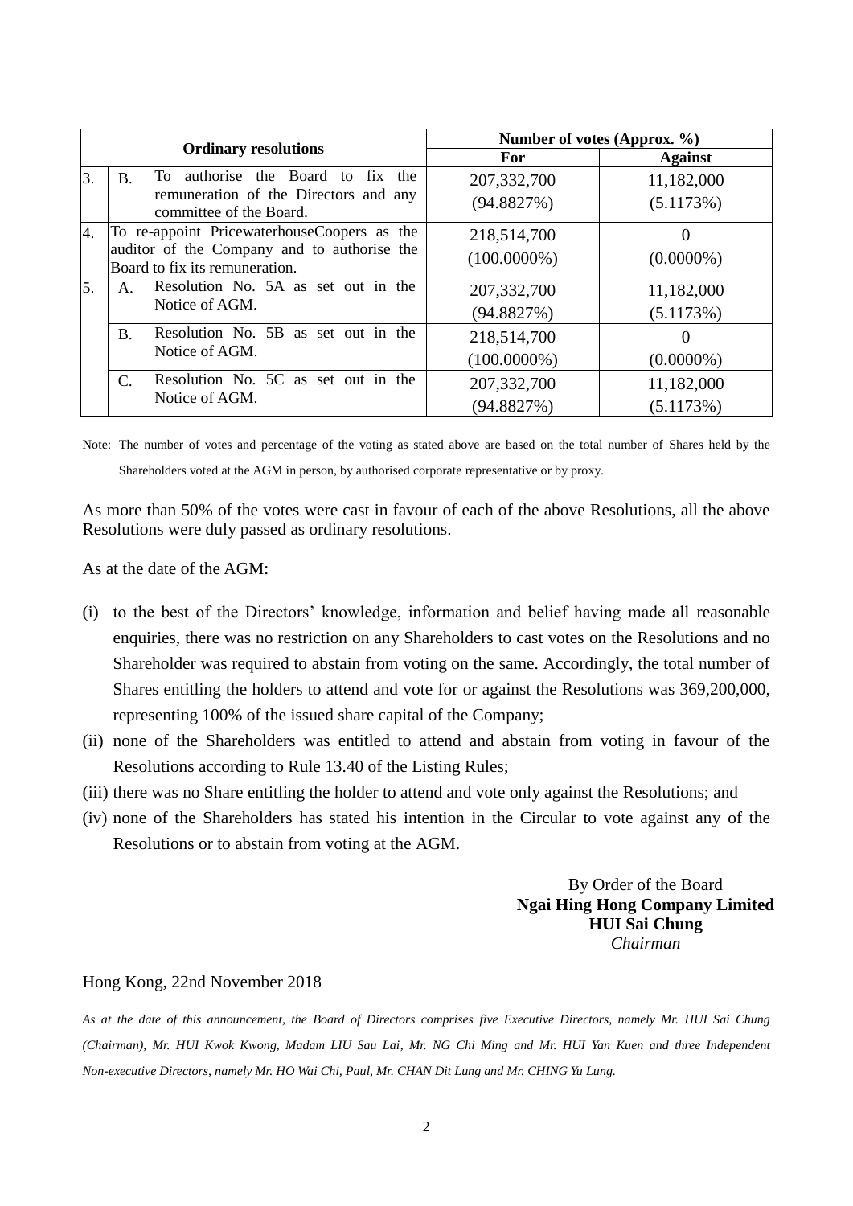| Ordinary resolutions | | Number of votes (Approx. %) | |
|---|---|---|---|
| | | For | Against |
| 3. | B. To authorise the Board to fix the remuneration of the Directors and any committee of the Board. | 207,332,700 (94.8827%) | 11,182,000 (5.1173%) |
| 4. | To re-appoint PricewaterhouseCoopers as the auditor of the Company and to authorise the Board to fix its remuneration. | 218,514,700 (100.0000%) | 0 (0.0000%) |
| 5. | A. Resolution No. 5A as set out in the Notice of AGM. | 207,332,700 (94.8827%) | 11,182,000 (5.1173%) |
| | B. Resolution No. 5B as set out in the Notice of AGM. | 218,514,700 (100.0000%) | 0 (0.0000%) |
| | C. Resolution No. 5C as set out in the Notice of AGM. | 207,332,700 (94.8827%) | 11,182,000 (5.1173%) |

Note: The number of votes and percentage of the voting as stated above are based on the total number of Shares held by the Shareholders voted at the AGM in person, by authorised corporate representative or by proxy.

As more than 50% of the votes were cast in favour of each of the above Resolutions, all the above Resolutions were duly passed as ordinary resolutions.

As at the date of the AGM:

(i) to the best of the Directors' knowledge, information and belief having made all reasonable enquiries, there was no restriction on any Shareholders to cast votes on the Resolutions and no Shareholder was required to abstain from voting on the same. Accordingly, the total number of Shares entitling the holders to attend and vote for or against the Resolutions was 369,200,000, representing 100% of the issued share capital of the Company;

(ii) none of the Shareholders was entitled to attend and abstain from voting in favour of the Resolutions according to Rule 13.40 of the Listing Rules;

(iii) there was no Share entitling the holder to attend and vote only against the Resolutions; and

(iv) none of the Shareholders has stated his intention in the Circular to vote against any of the Resolutions or to abstain from voting at the AGM.

By Order of the Board
**Ngai Hing Hong Company Limited**
**HUI Sai Chung**
*Chairman*

Hong Kong, 22nd November 2018

*As at the date of this announcement, the Board of Directors comprises five Executive Directors, namely Mr. HUI Sai Chung (Chairman), Mr. HUI Kwok Kwong, Madam LIU Sau Lai, Mr. NG Chi Ming and Mr. HUI Yan Kuen and three Independent Non-executive Directors, namely Mr. HO Wai Chi, Paul, Mr. CHAN Dit Lung and Mr. CHING Yu Lung.*